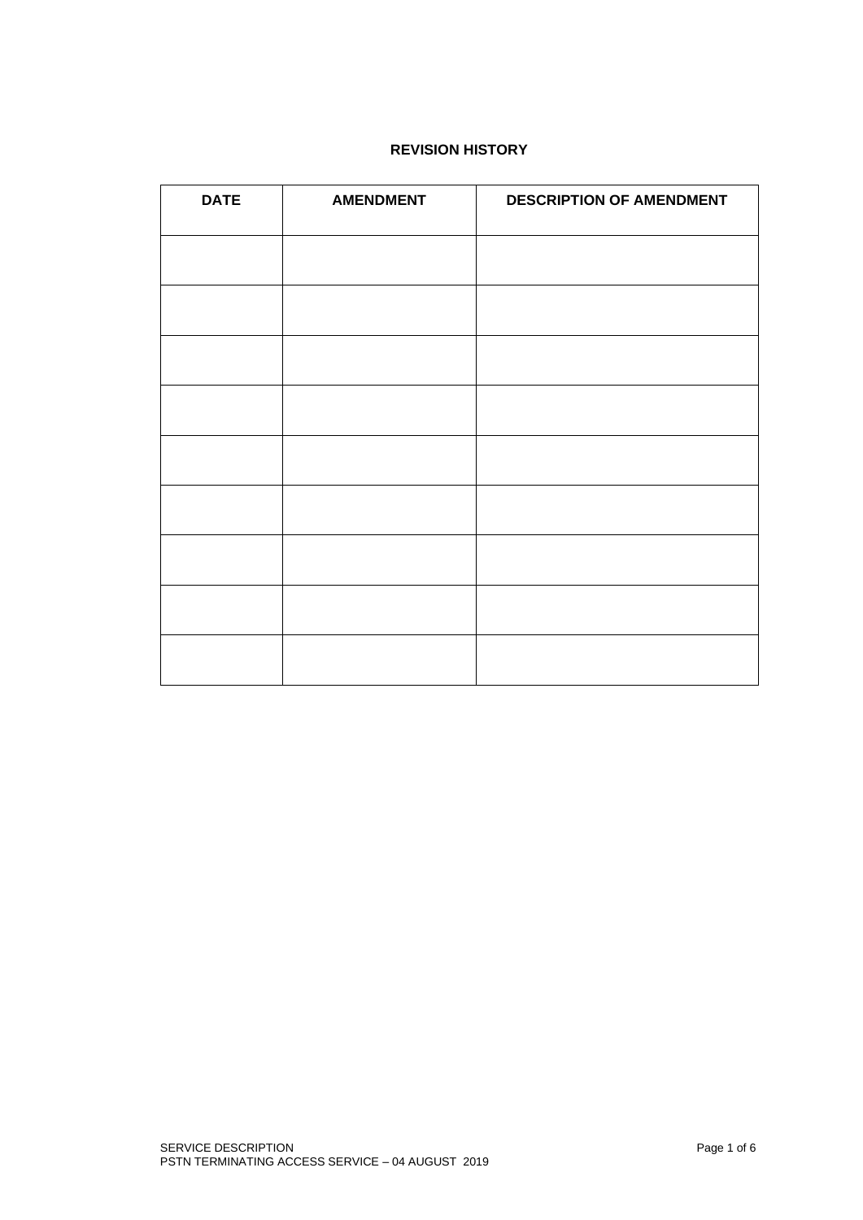## REVISION HISTORY

| DATE | AMENDMENT | DESCRIPTION OF AMENDMENT |
|---|---|---|
| | | |
| | | |
| | | |
| | | |
| | | |
| | | |
| | | |
| | | |
| | | |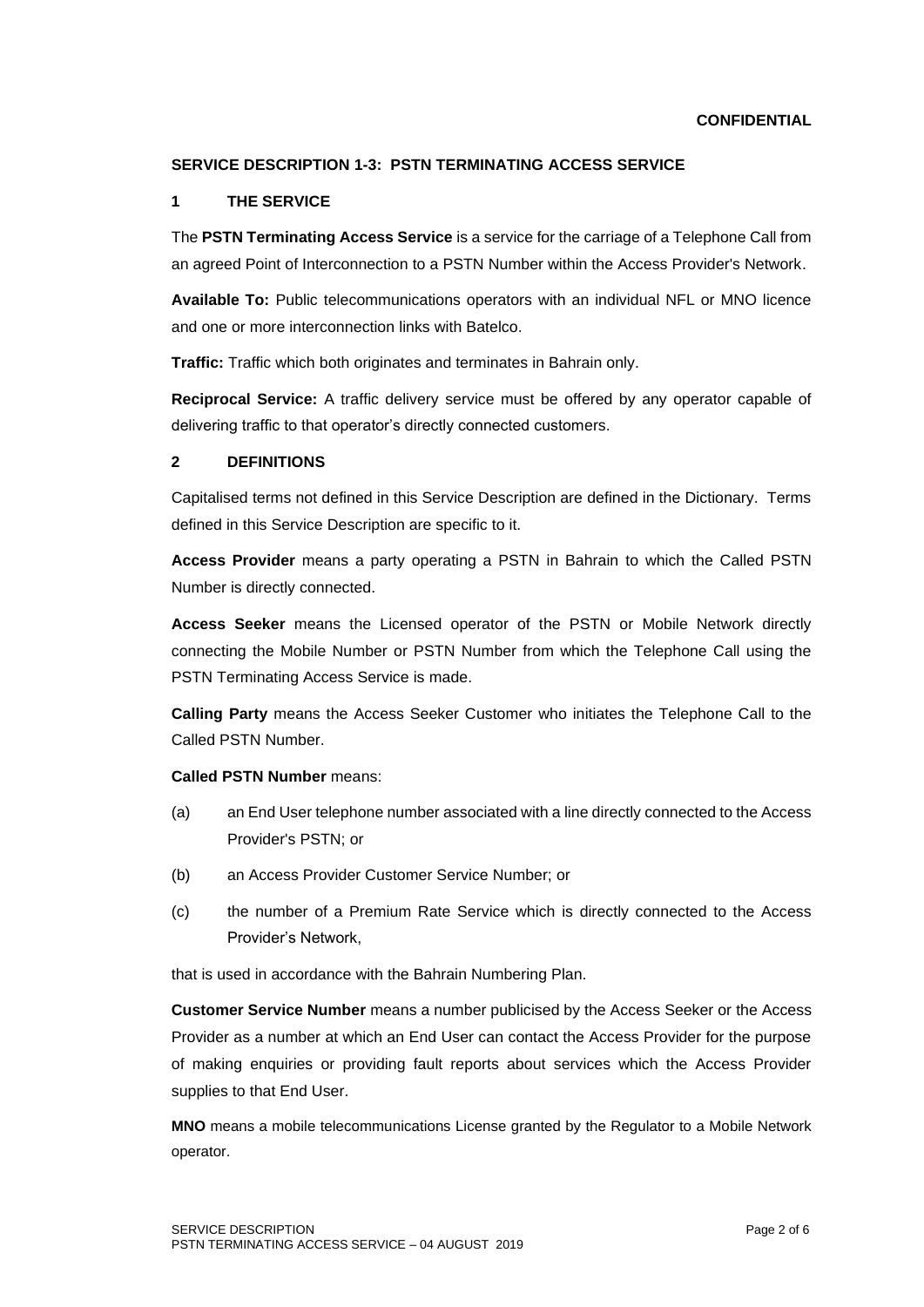**CONFIDENTIAL**

## SERVICE DESCRIPTION 1-3: PSTN TERMINATING ACCESS SERVICE

### 1 THE SERVICE

The **PSTN Terminating Access Service** is a service for the carriage of a Telephone Call from an agreed Point of Interconnection to a PSTN Number within the Access Provider's Network.

**Available To:** Public telecommunications operators with an individual NFL or MNO licence and one or more interconnection links with Batelco.

**Traffic:** Traffic which both originates and terminates in Bahrain only.

**Reciprocal Service:** A traffic delivery service must be offered by any operator capable of delivering traffic to that operator's directly connected customers.

### 2 DEFINITIONS

Capitalised terms not defined in this Service Description are defined in the Dictionary. Terms defined in this Service Description are specific to it.

**Access Provider** means a party operating a PSTN in Bahrain to which the Called PSTN Number is directly connected.

**Access Seeker** means the Licensed operator of the PSTN or Mobile Network directly connecting the Mobile Number or PSTN Number from which the Telephone Call using the PSTN Terminating Access Service is made.

**Calling Party** means the Access Seeker Customer who initiates the Telephone Call to the Called PSTN Number.

**Called PSTN Number** means:

(a) an End User telephone number associated with a line directly connected to the Access Provider's PSTN; or

(b) an Access Provider Customer Service Number; or

(c) the number of a Premium Rate Service which is directly connected to the Access Provider's Network,

that is used in accordance with the Bahrain Numbering Plan.

**Customer Service Number** means a number publicised by the Access Seeker or the Access Provider as a number at which an End User can contact the Access Provider for the purpose of making enquiries or providing fault reports about services which the Access Provider supplies to that End User.

**MNO** means a mobile telecommunications License granted by the Regulator to a Mobile Network operator.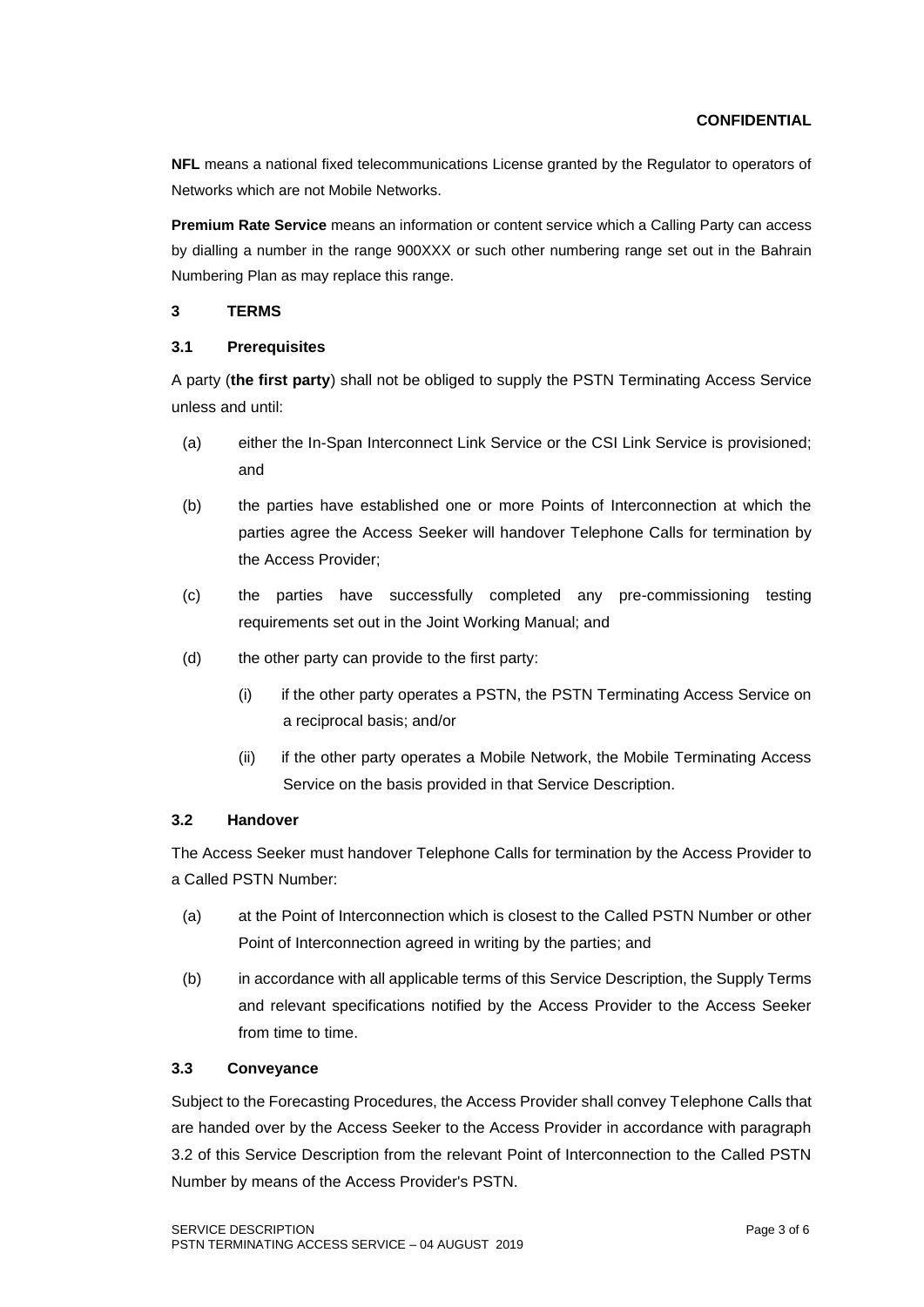**NFL** means a national fixed telecommunications License granted by the Regulator to operators of Networks which are not Mobile Networks.

**Premium Rate Service** means an information or content service which a Calling Party can access by dialling a number in the range 900XXX or such other numbering range set out in the Bahrain Numbering Plan as may replace this range.

## 3 TERMS

### 3.1 Prerequisites

A party (**the first party**) shall not be obliged to supply the PSTN Terminating Access Service unless and until:

(a) either the In-Span Interconnect Link Service or the CSI Link Service is provisioned; and

(b) the parties have established one or more Points of Interconnection at which the parties agree the Access Seeker will handover Telephone Calls for termination by the Access Provider;

(c) the parties have successfully completed any pre-commissioning testing requirements set out in the Joint Working Manual; and

(d) the other party can provide to the first party:

  (i) if the other party operates a PSTN, the PSTN Terminating Access Service on a reciprocal basis; and/or

  (ii) if the other party operates a Mobile Network, the Mobile Terminating Access Service on the basis provided in that Service Description.

### 3.2 Handover

The Access Seeker must handover Telephone Calls for termination by the Access Provider to a Called PSTN Number:

(a) at the Point of Interconnection which is closest to the Called PSTN Number or other Point of Interconnection agreed in writing by the parties; and

(b) in accordance with all applicable terms of this Service Description, the Supply Terms and relevant specifications notified by the Access Provider to the Access Seeker from time to time.

### 3.3 Conveyance

Subject to the Forecasting Procedures, the Access Provider shall convey Telephone Calls that are handed over by the Access Seeker to the Access Provider in accordance with paragraph 3.2 of this Service Description from the relevant Point of Interconnection to the Called PSTN Number by means of the Access Provider's PSTN.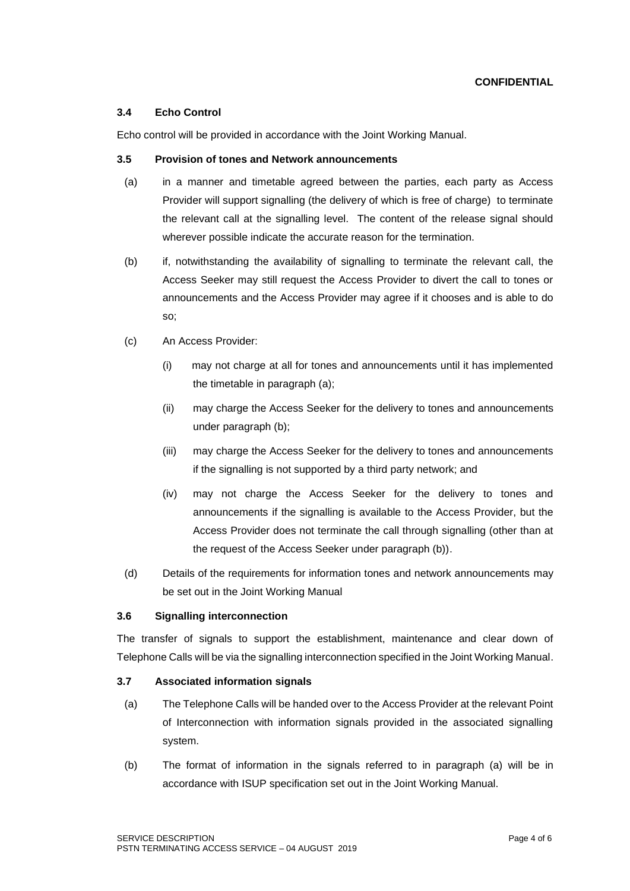**CONFIDENTIAL**

### 3.4 Echo Control

Echo control will be provided in accordance with the Joint Working Manual.

### 3.5 Provision of tones and Network announcements

(a) in a manner and timetable agreed between the parties, each party as Access Provider will support signalling (the delivery of which is free of charge) to terminate the relevant call at the signalling level. The content of the release signal should wherever possible indicate the accurate reason for the termination.

(b) if, notwithstanding the availability of signalling to terminate the relevant call, the Access Seeker may still request the Access Provider to divert the call to tones or announcements and the Access Provider may agree if it chooses and is able to do so;

(c) An Access Provider:

   (i) may not charge at all for tones and announcements until it has implemented the timetable in paragraph (a);

   (ii) may charge the Access Seeker for the delivery to tones and announcements under paragraph (b);

   (iii) may charge the Access Seeker for the delivery to tones and announcements if the signalling is not supported by a third party network; and

   (iv) may not charge the Access Seeker for the delivery to tones and announcements if the signalling is available to the Access Provider, but the Access Provider does not terminate the call through signalling (other than at the request of the Access Seeker under paragraph (b)).

(d) Details of the requirements for information tones and network announcements may be set out in the Joint Working Manual

### 3.6 Signalling interconnection

The transfer of signals to support the establishment, maintenance and clear down of Telephone Calls will be via the signalling interconnection specified in the Joint Working Manual.

### 3.7 Associated information signals

(a) The Telephone Calls will be handed over to the Access Provider at the relevant Point of Interconnection with information signals provided in the associated signalling system.

(b) The format of information in the signals referred to in paragraph (a) will be in accordance with ISUP specification set out in the Joint Working Manual.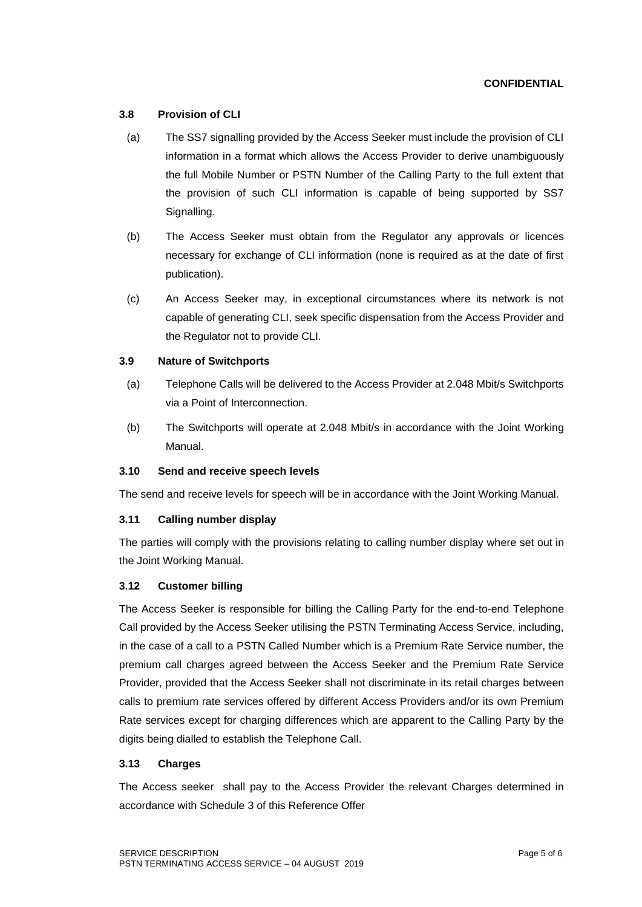**CONFIDENTIAL**

### 3.8 Provision of CLI

(a) The SS7 signalling provided by the Access Seeker must include the provision of CLI information in a format which allows the Access Provider to derive unambiguously the full Mobile Number or PSTN Number of the Calling Party to the full extent that the provision of such CLI information is capable of being supported by SS7 Signalling.

(b) The Access Seeker must obtain from the Regulator any approvals or licences necessary for exchange of CLI information (none is required as at the date of first publication).

(c) An Access Seeker may, in exceptional circumstances where its network is not capable of generating CLI, seek specific dispensation from the Access Provider and the Regulator not to provide CLI.

### 3.9 Nature of Switchports

(a) Telephone Calls will be delivered to the Access Provider at 2.048 Mbit/s Switchports via a Point of Interconnection.

(b) The Switchports will operate at 2.048 Mbit/s in accordance with the Joint Working Manual.

### 3.10 Send and receive speech levels

The send and receive levels for speech will be in accordance with the Joint Working Manual.

### 3.11 Calling number display

The parties will comply with the provisions relating to calling number display where set out in the Joint Working Manual.

### 3.12 Customer billing

The Access Seeker is responsible for billing the Calling Party for the end-to-end Telephone Call provided by the Access Seeker utilising the PSTN Terminating Access Service, including, in the case of a call to a PSTN Called Number which is a Premium Rate Service number, the premium call charges agreed between the Access Seeker and the Premium Rate Service Provider, provided that the Access Seeker shall not discriminate in its retail charges between calls to premium rate services offered by different Access Providers and/or its own Premium Rate services except for charging differences which are apparent to the Calling Party by the digits being dialled to establish the Telephone Call.

### 3.13 Charges

The Access seeker shall pay to the Access Provider the relevant Charges determined in accordance with Schedule 3 of this Reference Offer